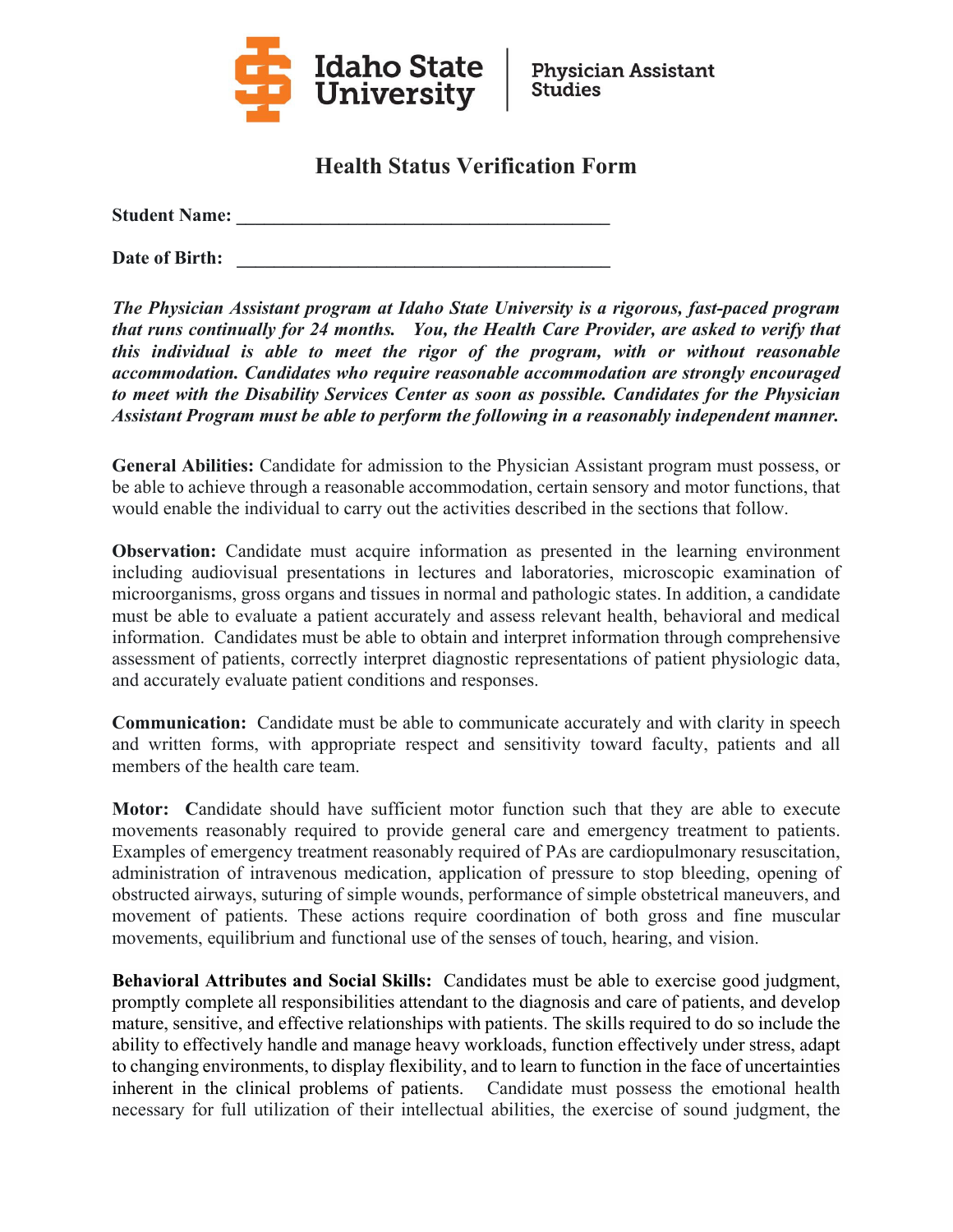Idaho State University | Physician Assistant Studies

# Health Status Verification Form

**Student Name:** ________________________________________

**Date of Birth:** ________________________________________

***The Physician Assistant program at Idaho State University is a rigorous, fast-paced program that runs continually for 24 months. You, the Health Care Provider, are asked to verify that this individual is able to meet the rigor of the program, with or without reasonable accommodation. Candidates who require reasonable accommodation are strongly encouraged to meet with the Disability Services Center as soon as possible. Candidates for the Physician Assistant Program must be able to perform the following in a reasonably independent manner.***

**General Abilities:** Candidate for admission to the Physician Assistant program must possess, or be able to achieve through a reasonable accommodation, certain sensory and motor functions, that would enable the individual to carry out the activities described in the sections that follow.

**Observation:** Candidate must acquire information as presented in the learning environment including audiovisual presentations in lectures and laboratories, microscopic examination of microorganisms, gross organs and tissues in normal and pathologic states. In addition, a candidate must be able to evaluate a patient accurately and assess relevant health, behavioral and medical information. Candidates must be able to obtain and interpret information through comprehensive assessment of patients, correctly interpret diagnostic representations of patient physiologic data, and accurately evaluate patient conditions and responses.

**Communication:** Candidate must be able to communicate accurately and with clarity in speech and written forms, with appropriate respect and sensitivity toward faculty, patients and all members of the health care team.

**Motor:** **C**andidate should have sufficient motor function such that they are able to execute movements reasonably required to provide general care and emergency treatment to patients. Examples of emergency treatment reasonably required of PAs are cardiopulmonary resuscitation, administration of intravenous medication, application of pressure to stop bleeding, opening of obstructed airways, suturing of simple wounds, performance of simple obstetrical maneuvers, and movement of patients. These actions require coordination of both gross and fine muscular movements, equilibrium and functional use of the senses of touch, hearing, and vision.

**Behavioral Attributes and Social Skills:** Candidates must be able to exercise good judgment, promptly complete all responsibilities attendant to the diagnosis and care of patients, and develop mature, sensitive, and effective relationships with patients. The skills required to do so include the ability to effectively handle and manage heavy workloads, function effectively under stress, adapt to changing environments, to display flexibility, and to learn to function in the face of uncertainties inherent in the clinical problems of patients. Candidate must possess the emotional health necessary for full utilization of their intellectual abilities, the exercise of sound judgment, the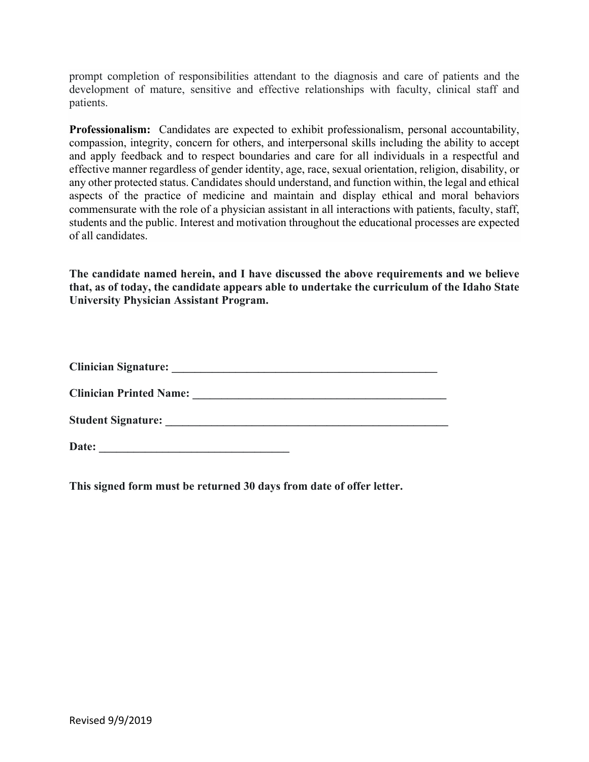prompt completion of responsibilities attendant to the diagnosis and care of patients and the development of mature, sensitive and effective relationships with faculty, clinical staff and patients.

**Professionalism:** Candidates are expected to exhibit professionalism, personal accountability, compassion, integrity, concern for others, and interpersonal skills including the ability to accept and apply feedback and to respect boundaries and care for all individuals in a respectful and effective manner regardless of gender identity, age, race, sexual orientation, religion, disability, or any other protected status. Candidates should understand, and function within, the legal and ethical aspects of the practice of medicine and maintain and display ethical and moral behaviors commensurate with the role of a physician assistant in all interactions with patients, faculty, staff, students and the public. Interest and motivation throughout the educational processes are expected of all candidates.

**The candidate named herein, and I have discussed the above requirements and we believe that, as of today, the candidate appears able to undertake the curriculum of the Idaho State University Physician Assistant Program.**

**Clinician Signature: ________________________________________________**

**Clinician Printed Name: ____________________________________________**

**Student Signature: ________________________________________________**

**Date: _________________________________**

**This signed form must be returned 30 days from date of offer letter.**

Revised 9/9/2019